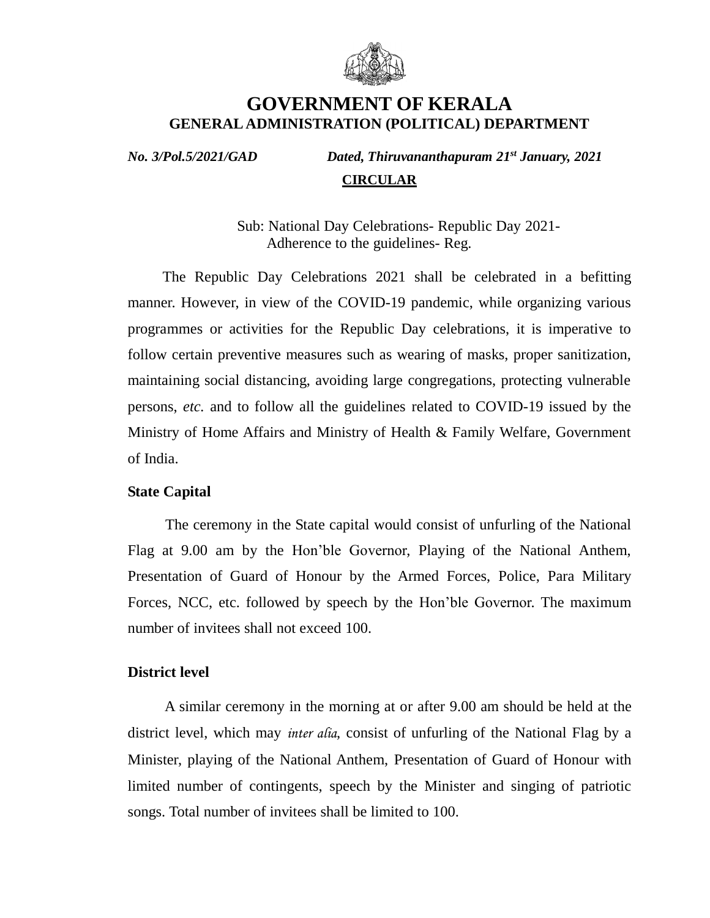# GOVERNMENT OF KERALA

## GENERAL ADMINISTRATION (POLITICAL) DEPARTMENT

***No. 3/Pol.5/2021/GAD*** ***Dated, Thiruvananthapuram 21st January, 2021***

**CIRCULAR**

Sub: National Day Celebrations- Republic Day 2021- Adherence to the guidelines- Reg.

The Republic Day Celebrations 2021 shall be celebrated in a befitting manner. However, in view of the COVID-19 pandemic, while organizing various programmes or activities for the Republic Day celebrations, it is imperative to follow certain preventive measures such as wearing of masks, proper sanitization, maintaining social distancing, avoiding large congregations, protecting vulnerable persons, *etc.* and to follow all the guidelines related to COVID-19 issued by the Ministry of Home Affairs and Ministry of Health & Family Welfare, Government of India.

**State Capital**

The ceremony in the State capital would consist of unfurling of the National Flag at 9.00 am by the Hon'ble Governor, Playing of the National Anthem, Presentation of Guard of Honour by the Armed Forces, Police, Para Military Forces, NCC, etc. followed by speech by the Hon'ble Governor. The maximum number of invitees shall not exceed 100.

**District level**

A similar ceremony in the morning at or after 9.00 am should be held at the district level, which may *inter alia*, consist of unfurling of the National Flag by a Minister, playing of the National Anthem, Presentation of Guard of Honour with limited number of contingents, speech by the Minister and singing of patriotic songs. Total number of invitees shall be limited to 100.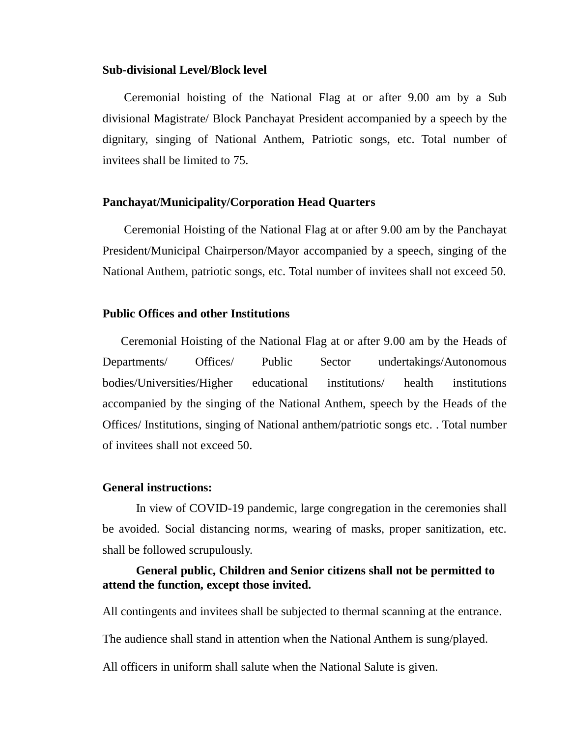**Sub-divisional Level/Block level**

Ceremonial hoisting of the National Flag at or after 9.00 am by a Sub divisional Magistrate/ Block Panchayat President accompanied by a speech by the dignitary, singing of National Anthem, Patriotic songs, etc. Total number of invitees shall be limited to 75.

**Panchayat/Municipality/Corporation Head Quarters**

Ceremonial Hoisting of the National Flag at or after 9.00 am by the Panchayat President/Municipal Chairperson/Mayor accompanied by a speech, singing of the National Anthem, patriotic songs, etc. Total number of invitees shall not exceed 50.

**Public Offices and other Institutions**

Ceremonial Hoisting of the National Flag at or after 9.00 am by the Heads of Departments/ Offices/ Public Sector undertakings/Autonomous bodies/Universities/Higher educational institutions/ health institutions accompanied by the singing of the National Anthem, speech by the Heads of the Offices/ Institutions, singing of National anthem/patriotic songs etc. . Total number of invitees shall not exceed 50.

**General instructions:**

In view of COVID-19 pandemic, large congregation in the ceremonies shall be avoided. Social distancing norms, wearing of masks, proper sanitization, etc. shall be followed scrupulously.

**General public, Children and Senior citizens shall not be permitted to attend the function, except those invited.**

All contingents and invitees shall be subjected to thermal scanning at the entrance.

The audience shall stand in attention when the National Anthem is sung/played.

All officers in uniform shall salute when the National Salute is given.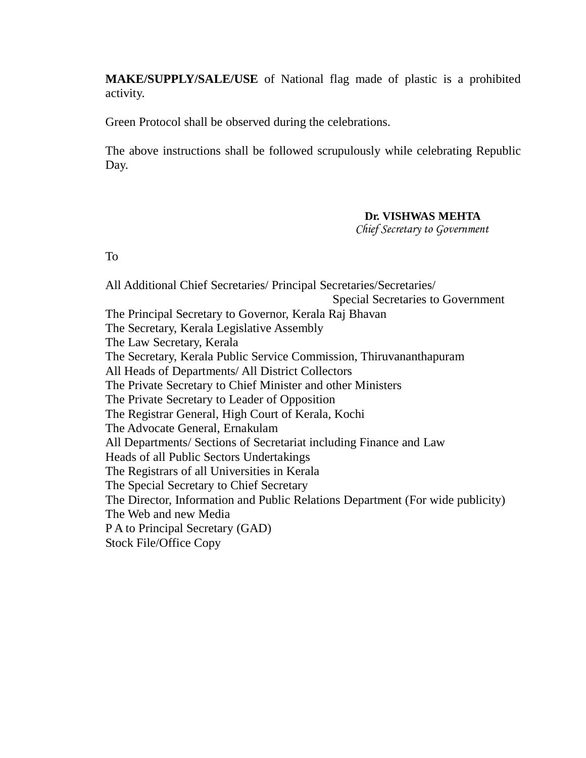**MAKE/SUPPLY/SALE/USE** of National flag made of plastic is a prohibited activity.

Green Protocol shall be observed during the celebrations.

The above instructions shall be followed scrupulously while celebrating Republic Day.

**Dr. VISHWAS MEHTA**
*Chief Secretary to Government*

To

All Additional Chief Secretaries/ Principal Secretaries/Secretaries/ Special Secretaries to Government
The Principal Secretary to Governor, Kerala Raj Bhavan
The Secretary, Kerala Legislative Assembly
The Law Secretary, Kerala
The Secretary, Kerala Public Service Commission, Thiruvananthapuram
All Heads of Departments/ All District Collectors
The Private Secretary to Chief Minister and other Ministers
The Private Secretary to Leader of Opposition
The Registrar General, High Court of Kerala, Kochi
The Advocate General, Ernakulam
All Departments/ Sections of Secretariat including Finance and Law
Heads of all Public Sectors Undertakings
The Registrars of all Universities in Kerala
The Special Secretary to Chief Secretary
The Director, Information and Public Relations Department (For wide publicity)
The Web and new Media
P A to Principal Secretary (GAD)
Stock File/Office Copy